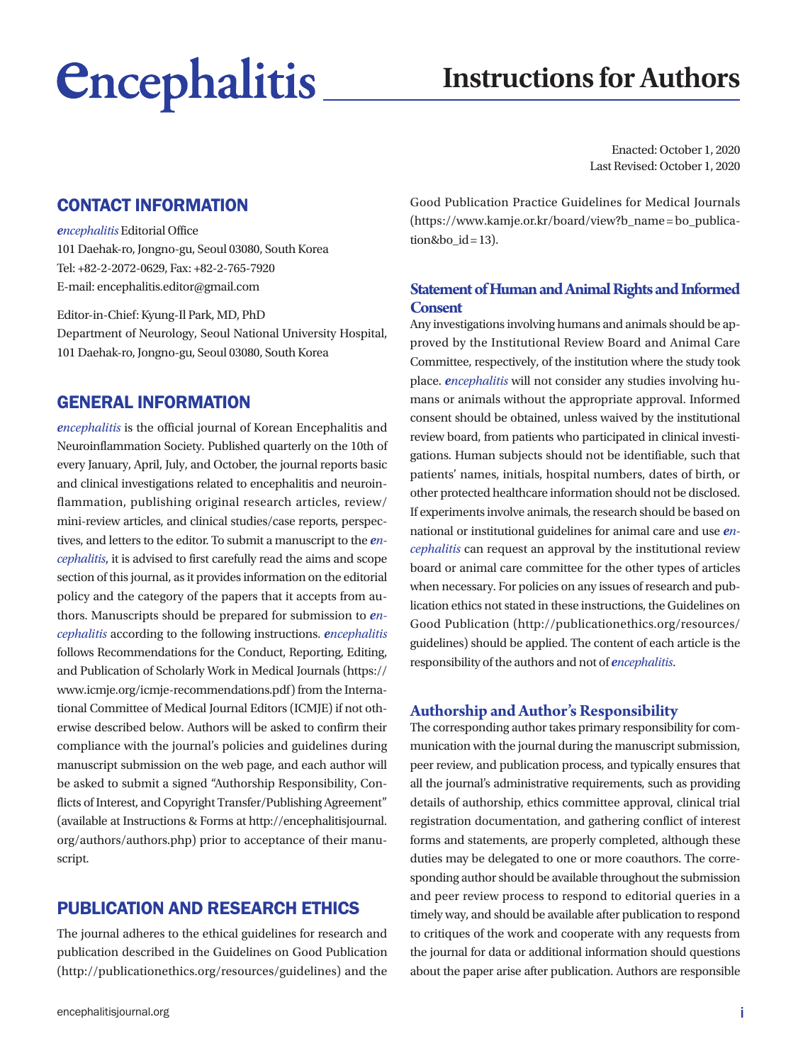# encephalitis Instructions for Authors

Enacted: October 1, 2020
Last Revised: October 1, 2020

## CONTACT INFORMATION

*encephalitis* Editorial Office
101 Daehak-ro, Jongno-gu, Seoul 03080, South Korea
Tel: +82-2-2072-0629, Fax: +82-2-765-7920
E-mail: encephalitis.editor@gmail.com

Editor-in-Chief: Kyung-Il Park, MD, PhD
Department of Neurology, Seoul National University Hospital, 101 Daehak-ro, Jongno-gu, Seoul 03080, South Korea

## GENERAL INFORMATION

*encephalitis* is the official journal of Korean Encephalitis and Neuroinflammation Society. Published quarterly on the 10th of every January, April, July, and October, the journal reports basic and clinical investigations related to encephalitis and neuroinflammation, publishing original research articles, review/mini-review articles, and clinical studies/case reports, perspectives, and letters to the editor. To submit a manuscript to the *encephalitis*, it is advised to first carefully read the aims and scope section of this journal, as it provides information on the editorial policy and the category of the papers that it accepts from authors. Manuscripts should be prepared for submission to *encephalitis* according to the following instructions. *encephalitis* follows Recommendations for the Conduct, Reporting, Editing, and Publication of Scholarly Work in Medical Journals (https://www.icmje.org/icmje-recommendations.pdf) from the International Committee of Medical Journal Editors (ICMJE) if not otherwise described below. Authors will be asked to confirm their compliance with the journal's policies and guidelines during manuscript submission on the web page, and each author will be asked to submit a signed "Authorship Responsibility, Conflicts of Interest, and Copyright Transfer/Publishing Agreement" (available at Instructions & Forms at http://encephalitisjournal.org/authors/authors.php) prior to acceptance of their manuscript.

## PUBLICATION AND RESEARCH ETHICS

The journal adheres to the ethical guidelines for research and publication described in the Guidelines on Good Publication (http://publicationethics.org/resources/guidelines) and the Good Publication Practice Guidelines for Medical Journals (https://www.kamje.or.kr/board/view?b_name=bo_publication&bo_id=13).

### Statement of Human and Animal Rights and Informed Consent

Any investigations involving humans and animals should be approved by the Institutional Review Board and Animal Care Committee, respectively, of the institution where the study took place. *encephalitis* will not consider any studies involving humans or animals without the appropriate approval. Informed consent should be obtained, unless waived by the institutional review board, from patients who participated in clinical investigations. Human subjects should not be identifiable, such that patients' names, initials, hospital numbers, dates of birth, or other protected healthcare information should not be disclosed. If experiments involve animals, the research should be based on national or institutional guidelines for animal care and use *encephalitis* can request an approval by the institutional review board or animal care committee for the other types of articles when necessary. For policies on any issues of research and publication ethics not stated in these instructions, the Guidelines on Good Publication (http://publicationethics.org/resources/guidelines) should be applied. The content of each article is the responsibility of the authors and not of *encephalitis*.

### Authorship and Author's Responsibility

The corresponding author takes primary responsibility for communication with the journal during the manuscript submission, peer review, and publication process, and typically ensures that all the journal's administrative requirements, such as providing details of authorship, ethics committee approval, clinical trial registration documentation, and gathering conflict of interest forms and statements, are properly completed, although these duties may be delegated to one or more coauthors. The corresponding author should be available throughout the submission and peer review process to respond to editorial queries in a timely way, and should be available after publication to respond to critiques of the work and cooperate with any requests from the journal for data or additional information should questions about the paper arise after publication. Authors are responsible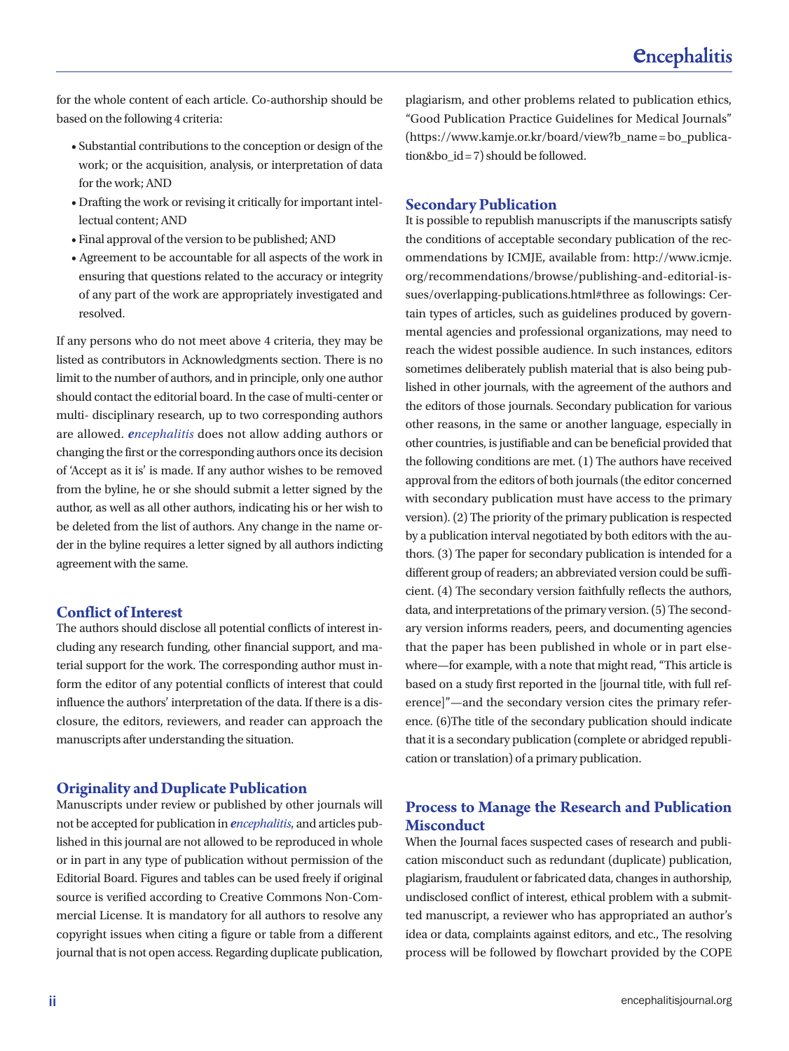for the whole content of each article. Co-authorship should be based on the following 4 criteria:

- Substantial contributions to the conception or design of the work; or the acquisition, analysis, or interpretation of data for the work; AND
- Drafting the work or revising it critically for important intellectual content; AND
- Final approval of the version to be published; AND
- Agreement to be accountable for all aspects of the work in ensuring that questions related to the accuracy or integrity of any part of the work are appropriately investigated and resolved.

If any persons who do not meet above 4 criteria, they may be listed as contributors in Acknowledgments section. There is no limit to the number of authors, and in principle, only one author should contact the editorial board. In the case of multi-center or multi- disciplinary research, up to two corresponding authors are allowed. ***encephalitis*** does not allow adding authors or changing the first or the corresponding authors once its decision of 'Accept as it is' is made. If any author wishes to be removed from the byline, he or she should submit a letter signed by the author, as well as all other authors, indicating his or her wish to be deleted from the list of authors. Any change in the name order in the byline requires a letter signed by all authors indicting agreement with the same.

## Conflict of Interest

The authors should disclose all potential conflicts of interest including any research funding, other financial support, and material support for the work. The corresponding author must inform the editor of any potential conflicts of interest that could influence the authors' interpretation of the data. If there is a disclosure, the editors, reviewers, and reader can approach the manuscripts after understanding the situation.

## Originality and Duplicate Publication

Manuscripts under review or published by other journals will not be accepted for publication in ***encephalitis***, and articles published in this journal are not allowed to be reproduced in whole or in part in any type of publication without permission of the Editorial Board. Figures and tables can be used freely if original source is verified according to Creative Commons Non-Commercial License. It is mandatory for all authors to resolve any copyright issues when citing a figure or table from a different journal that is not open access. Regarding duplicate publication, plagiarism, and other problems related to publication ethics, "Good Publication Practice Guidelines for Medical Journals" (https://www.kamje.or.kr/board/view?b_name=bo_publication&bo_id=7) should be followed.

## Secondary Publication

It is possible to republish manuscripts if the manuscripts satisfy the conditions of acceptable secondary publication of the recommendations by ICMJE, available from: http://www.icmje.org/recommendations/browse/publishing-and-editorial-issues/overlapping-publications.html#three as followings: Certain types of articles, such as guidelines produced by governmental agencies and professional organizations, may need to reach the widest possible audience. In such instances, editors sometimes deliberately publish material that is also being published in other journals, with the agreement of the authors and the editors of those journals. Secondary publication for various other reasons, in the same or another language, especially in other countries, is justifiable and can be beneficial provided that the following conditions are met. (1) The authors have received approval from the editors of both journals (the editor concerned with secondary publication must have access to the primary version). (2) The priority of the primary publication is respected by a publication interval negotiated by both editors with the authors. (3) The paper for secondary publication is intended for a different group of readers; an abbreviated version could be sufficient. (4) The secondary version faithfully reflects the authors, data, and interpretations of the primary version. (5) The secondary version informs readers, peers, and documenting agencies that the paper has been published in whole or in part elsewhere—for example, with a note that might read, "This article is based on a study first reported in the [journal title, with full reference]"—and the secondary version cites the primary reference. (6)The title of the secondary publication should indicate that it is a secondary publication (complete or abridged republication or translation) of a primary publication.

## Process to Manage the Research and Publication Misconduct

When the Journal faces suspected cases of research and publication misconduct such as redundant (duplicate) publication, plagiarism, fraudulent or fabricated data, changes in authorship, undisclosed conflict of interest, ethical problem with a submitted manuscript, a reviewer who has appropriated an author's idea or data, complaints against editors, and etc., The resolving process will be followed by flowchart provided by the COPE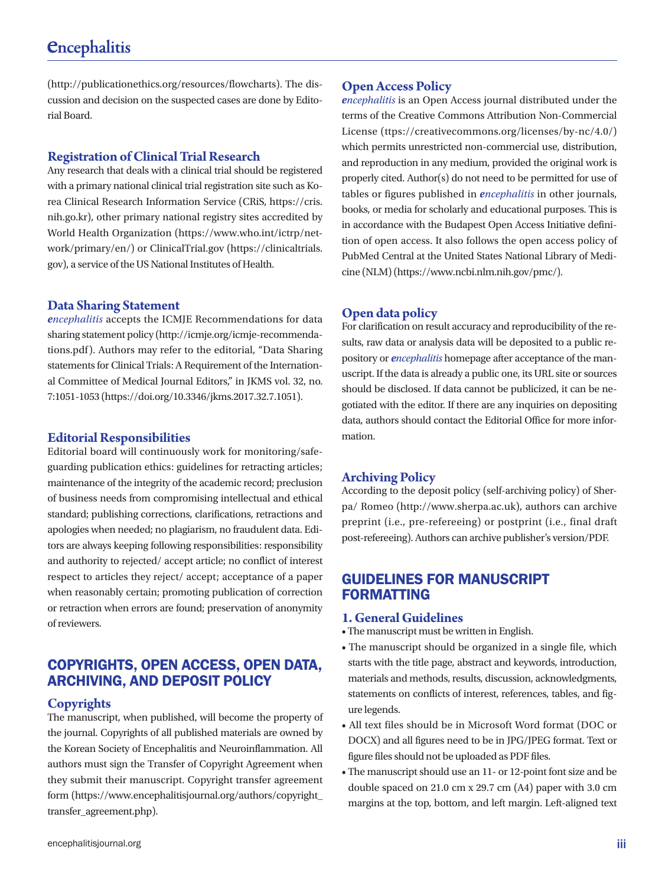(http://publicationethics.org/resources/flowcharts). The discussion and decision on the suspected cases are done by Editorial Board.

### Registration of Clinical Trial Research

Any research that deals with a clinical trial should be registered with a primary national clinical trial registration site such as Korea Clinical Research Information Service (CRiS, https://cris.nih.go.kr), other primary national registry sites accredited by World Health Organization (https://www.who.int/ictrp/network/primary/en/) or ClinicalTrial.gov (https://clinicaltrials.gov), a service of the US National Institutes of Health.

### Data Sharing Statement

*encephalitis* accepts the ICMJE Recommendations for data sharing statement policy (http://icmje.org/icmje-recommendations.pdf). Authors may refer to the editorial, "Data Sharing statements for Clinical Trials: A Requirement of the International Committee of Medical Journal Editors," in JKMS vol. 32, no. 7:1051-1053 (https://doi.org/10.3346/jkms.2017.32.7.1051).

### Editorial Responsibilities

Editorial board will continuously work for monitoring/safeguarding publication ethics: guidelines for retracting articles; maintenance of the integrity of the academic record; preclusion of business needs from compromising intellectual and ethical standard; publishing corrections, clarifications, retractions and apologies when needed; no plagiarism, no fraudulent data. Editors are always keeping following responsibilities: responsibility and authority to rejected/ accept article; no conflict of interest respect to articles they reject/ accept; acceptance of a paper when reasonably certain; promoting publication of correction or retraction when errors are found; preservation of anonymity of reviewers.

## COPYRIGHTS, OPEN ACCESS, OPEN DATA, ARCHIVING, AND DEPOSIT POLICY

### Copyrights

The manuscript, when published, will become the property of the journal. Copyrights of all published materials are owned by the Korean Society of Encephalitis and Neuroinflammation. All authors must sign the Transfer of Copyright Agreement when they submit their manuscript. Copyright transfer agreement form (https://www.encephalitisjournal.org/authors/copyright_transfer_agreement.php).

### Open Access Policy

*encephalitis* is an Open Access journal distributed under the terms of the Creative Commons Attribution Non-Commercial License (ttps://creativecommons.org/licenses/by-nc/4.0/) which permits unrestricted non-commercial use, distribution, and reproduction in any medium, provided the original work is properly cited. Author(s) do not need to be permitted for use of tables or figures published in *encephalitis* in other journals, books, or media for scholarly and educational purposes. This is in accordance with the Budapest Open Access Initiative definition of open access. It also follows the open access policy of PubMed Central at the United States National Library of Medicine (NLM) (https://www.ncbi.nlm.nih.gov/pmc/).

### Open data policy

For clarification on result accuracy and reproducibility of the results, raw data or analysis data will be deposited to a public repository or *encephalitis* homepage after acceptance of the manuscript. If the data is already a public one, its URL site or sources should be disclosed. If data cannot be publicized, it can be negotiated with the editor. If there are any inquiries on depositing data, authors should contact the Editorial Office for more information.

### Archiving Policy

According to the deposit policy (self-archiving policy) of Sherpa/ Romeo (http://www.sherpa.ac.uk), authors can archive preprint (i.e., pre-refereeing) or postprint (i.e., final draft post-refereeing). Authors can archive publisher's version/PDF.

## GUIDELINES FOR MANUSCRIPT FORMATTING

### 1. General Guidelines

- The manuscript must be written in English.
- The manuscript should be organized in a single file, which starts with the title page, abstract and keywords, introduction, materials and methods, results, discussion, acknowledgments, statements on conflicts of interest, references, tables, and figure legends.
- All text files should be in Microsoft Word format (DOC or DOCX) and all figures need to be in JPG/JPEG format. Text or figure files should not be uploaded as PDF files.
- The manuscript should use an 11- or 12-point font size and be double spaced on 21.0 cm x 29.7 cm (A4) paper with 3.0 cm margins at the top, bottom, and left margin. Left-aligned text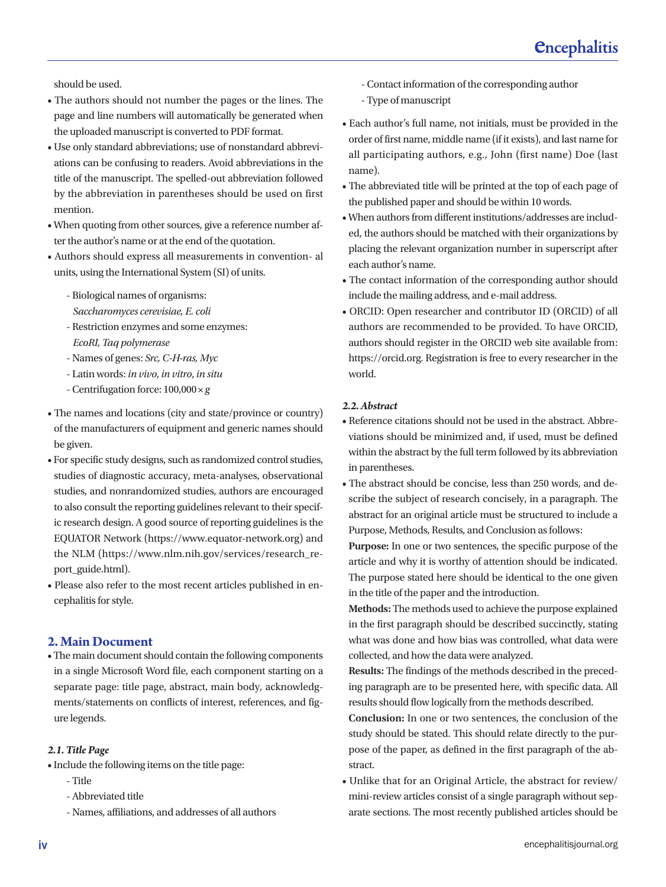should be used.

- The authors should not number the pages or the lines. The page and line numbers will automatically be generated when the uploaded manuscript is converted to PDF format.
- Use only standard abbreviations; use of nonstandard abbreviations can be confusing to readers. Avoid abbreviations in the title of the manuscript. The spelled-out abbreviation followed by the abbreviation in parentheses should be used on first mention.
- When quoting from other sources, give a reference number after the author's name or at the end of the quotation.
- Authors should express all measurements in convention- al units, using the International System (SI) of units.
  - Biological names of organisms: *Saccharomyces cerevisiae, E. coli*
  - Restriction enzymes and some enzymes: *EcoRI, Taq polymerase*
  - Names of genes: *Src, C-H-ras, Myc*
  - Latin words: *in vivo*, *in vitro*, *in situ*
  - Centrifugation force: 100,000 × *g*
- The names and locations (city and state/province or country) of the manufacturers of equipment and generic names should be given.
- For specific study designs, such as randomized control studies, studies of diagnostic accuracy, meta-analyses, observational studies, and nonrandomized studies, authors are encouraged to also consult the reporting guidelines relevant to their specific research design. A good source of reporting guidelines is the EQUATOR Network (https://www.equator-network.org) and the NLM (https://www.nlm.nih.gov/services/research_report_guide.html).
- Please also refer to the most recent articles published in encephalitis for style.

## 2. Main Document

- The main document should contain the following components in a single Microsoft Word file, each component starting on a separate page: title page, abstract, main body, acknowledgments/statements on conflicts of interest, references, and figure legends.

### *2.1. Title Page*

- Include the following items on the title page:
  - Title
  - Abbreviated title
  - Names, affiliations, and addresses of all authors
  - Contact information of the corresponding author
  - Type of manuscript
- Each author's full name, not initials, must be provided in the order of first name, middle name (if it exists), and last name for all participating authors, e.g., John (first name) Doe (last name).
- The abbreviated title will be printed at the top of each page of the published paper and should be within 10 words.
- When authors from different institutions/addresses are included, the authors should be matched with their organizations by placing the relevant organization number in superscript after each author's name.
- The contact information of the corresponding author should include the mailing address, and e-mail address.
- ORCID: Open researcher and contributor ID (ORCID) of all authors are recommended to be provided. To have ORCID, authors should register in the ORCID web site available from: https://orcid.org. Registration is free to every researcher in the world.

### *2.2. Abstract*

- Reference citations should not be used in the abstract. Abbreviations should be minimized and, if used, must be defined within the abstract by the full term followed by its abbreviation in parentheses.
- The abstract should be concise, less than 250 words, and describe the subject of research concisely, in a paragraph. The abstract for an original article must be structured to include a Purpose, Methods, Results, and Conclusion as follows:

  **Purpose:** In one or two sentences, the specific purpose of the article and why it is worthy of attention should be indicated. The purpose stated here should be identical to the one given in the title of the paper and the introduction.

  **Methods:** The methods used to achieve the purpose explained in the first paragraph should be described succinctly, stating what was done and how bias was controlled, what data were collected, and how the data were analyzed.

  **Results:** The findings of the methods described in the preceding paragraph are to be presented here, with specific data. All results should flow logically from the methods described.

  **Conclusion:** In one or two sentences, the conclusion of the study should be stated. This should relate directly to the purpose of the paper, as defined in the first paragraph of the abstract.
- Unlike that for an Original Article, the abstract for review/mini-review articles consist of a single paragraph without separate sections. The most recently published articles should be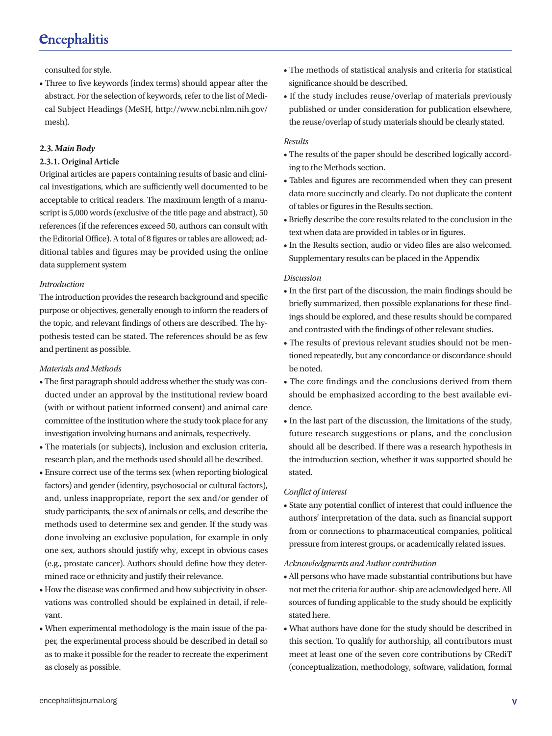consulted for style.

- Three to five keywords (index terms) should appear after the abstract. For the selection of keywords, refer to the list of Medical Subject Headings (MeSH, http://www.ncbi.nlm.nih.gov/mesh).

### 2.3. *Main Body*

#### 2.3.1. Original Article

Original articles are papers containing results of basic and clinical investigations, which are sufficiently well documented to be acceptable to critical readers. The maximum length of a manuscript is 5,000 words (exclusive of the title page and abstract), 50 references (if the references exceed 50, authors can consult with the Editorial Office). A total of 8 figures or tables are allowed; additional tables and figures may be provided using the online data supplement system

*Introduction*

The introduction provides the research background and specific purpose or objectives, generally enough to inform the readers of the topic, and relevant findings of others are described. The hypothesis tested can be stated. The references should be as few and pertinent as possible.

*Materials and Methods*

- The first paragraph should address whether the study was conducted under an approval by the institutional review board (with or without patient informed consent) and animal care committee of the institution where the study took place for any investigation involving humans and animals, respectively.
- The materials (or subjects), inclusion and exclusion criteria, research plan, and the methods used should all be described.
- Ensure correct use of the terms sex (when reporting biological factors) and gender (identity, psychosocial or cultural factors), and, unless inappropriate, report the sex and/or gender of study participants, the sex of animals or cells, and describe the methods used to determine sex and gender. If the study was done involving an exclusive population, for example in only one sex, authors should justify why, except in obvious cases (e.g., prostate cancer). Authors should define how they determined race or ethnicity and justify their relevance.
- How the disease was confirmed and how subjectivity in observations was controlled should be explained in detail, if relevant.
- When experimental methodology is the main issue of the paper, the experimental process should be described in detail so as to make it possible for the reader to recreate the experiment as closely as possible.
- The methods of statistical analysis and criteria for statistical significance should be described.
- If the study includes reuse/overlap of materials previously published or under consideration for publication elsewhere, the reuse/overlap of study materials should be clearly stated.

*Results*

- The results of the paper should be described logically according to the Methods section.
- Tables and figures are recommended when they can present data more succinctly and clearly. Do not duplicate the content of tables or figures in the Results section.
- Briefly describe the core results related to the conclusion in the text when data are provided in tables or in figures.
- In the Results section, audio or video files are also welcomed. Supplementary results can be placed in the Appendix

*Discussion*

- In the first part of the discussion, the main findings should be briefly summarized, then possible explanations for these findings should be explored, and these results should be compared and contrasted with the findings of other relevant studies.
- The results of previous relevant studies should not be mentioned repeatedly, but any concordance or discordance should be noted.
- The core findings and the conclusions derived from them should be emphasized according to the best available evidence.
- In the last part of the discussion, the limitations of the study, future research suggestions or plans, and the conclusion should all be described. If there was a research hypothesis in the introduction section, whether it was supported should be stated.

*Conflict of interest*

- State any potential conflict of interest that could influence the authors' interpretation of the data, such as financial support from or connections to pharmaceutical companies, political pressure from interest groups, or academically related issues.

*Acknowledgments and Author contribution*

- All persons who have made substantial contributions but have not met the criteria for author- ship are acknowledged here. All sources of funding applicable to the study should be explicitly stated here.
- What authors have done for the study should be described in this section. To qualify for authorship, all contributors must meet at least one of the seven core contributions by CRediT (conceptualization, methodology, software, validation, formal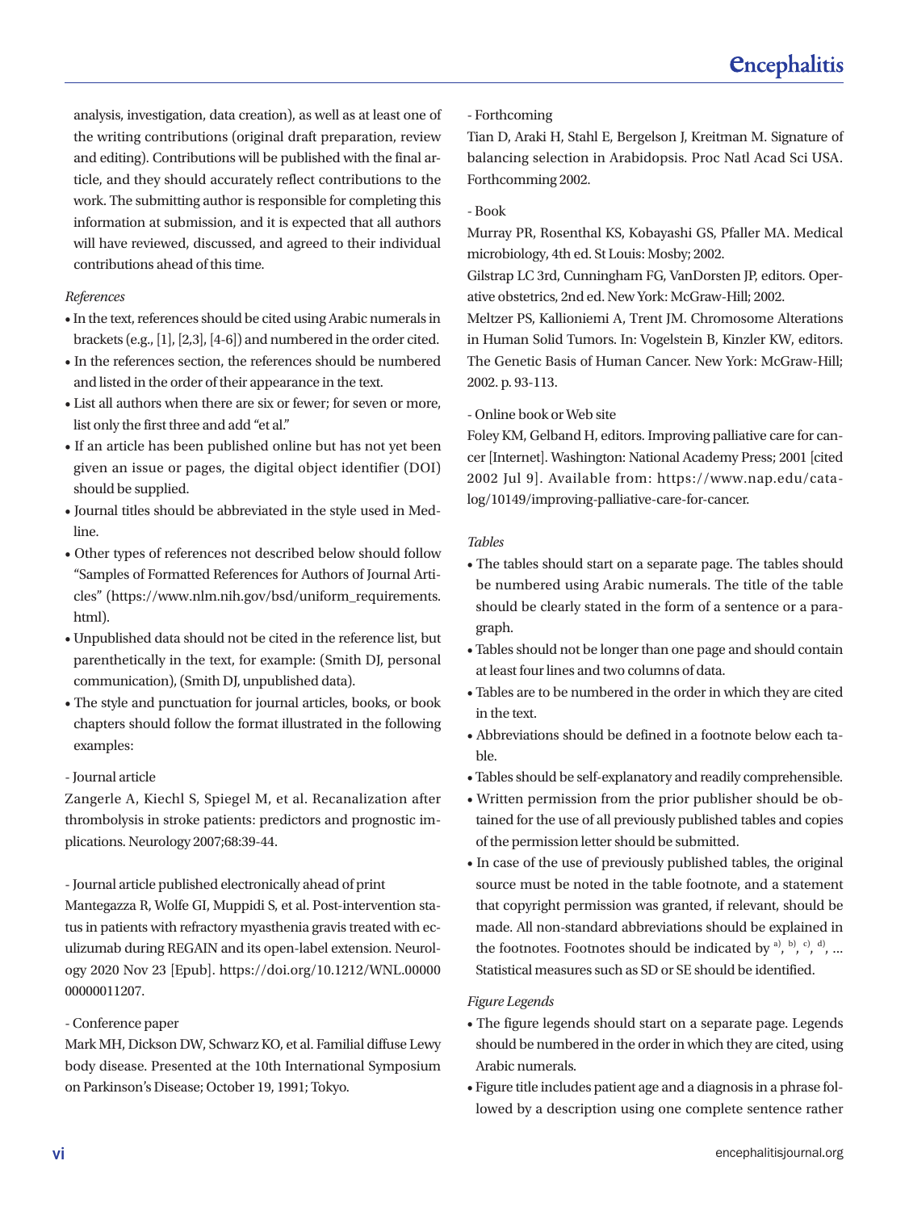analysis, investigation, data creation), as well as at least one of the writing contributions (original draft preparation, review and editing). Contributions will be published with the final article, and they should accurately reflect contributions to the work. The submitting author is responsible for completing this information at submission, and it is expected that all authors will have reviewed, discussed, and agreed to their individual contributions ahead of this time.

*References*

- In the text, references should be cited using Arabic numerals in brackets (e.g., [1], [2,3], [4-6]) and numbered in the order cited.
- In the references section, the references should be numbered and listed in the order of their appearance in the text.
- List all authors when there are six or fewer; for seven or more, list only the first three and add "et al."
- If an article has been published online but has not yet been given an issue or pages, the digital object identifier (DOI) should be supplied.
- Journal titles should be abbreviated in the style used in Medline.
- Other types of references not described below should follow "Samples of Formatted References for Authors of Journal Articles" (https://www.nlm.nih.gov/bsd/uniform_requirements.html).
- Unpublished data should not be cited in the reference list, but parenthetically in the text, for example: (Smith DJ, personal communication), (Smith DJ, unpublished data).
- The style and punctuation for journal articles, books, or book chapters should follow the format illustrated in the following examples:

- Journal article

Zangerle A, Kiechl S, Spiegel M, et al. Recanalization after thrombolysis in stroke patients: predictors and prognostic implications. Neurology 2007;68:39-44.

- Journal article published electronically ahead of print

Mantegazza R, Wolfe GI, Muppidi S, et al. Post-intervention status in patients with refractory myasthenia gravis treated with eculizumab during REGAIN and its open-label extension. Neurology 2020 Nov 23 [Epub]. https://doi.org/10.1212/WNL.0000000000011207.

- Conference paper

Mark MH, Dickson DW, Schwarz KO, et al. Familial diffuse Lewy body disease. Presented at the 10th International Symposium on Parkinson's Disease; October 19, 1991; Tokyo.

- Forthcoming

Tian D, Araki H, Stahl E, Bergelson J, Kreitman M. Signature of balancing selection in Arabidopsis. Proc Natl Acad Sci USA. Forthcomming 2002.

- Book

Murray PR, Rosenthal KS, Kobayashi GS, Pfaller MA. Medical microbiology, 4th ed. St Louis: Mosby; 2002.

Gilstrap LC 3rd, Cunningham FG, VanDorsten JP, editors. Operative obstetrics, 2nd ed. New York: McGraw-Hill; 2002.

Meltzer PS, Kallioniemi A, Trent JM. Chromosome Alterations in Human Solid Tumors. In: Vogelstein B, Kinzler KW, editors. The Genetic Basis of Human Cancer. New York: McGraw-Hill; 2002. p. 93-113.

- Online book or Web site

Foley KM, Gelband H, editors. Improving palliative care for cancer [Internet]. Washington: National Academy Press; 2001 [cited 2002 Jul 9]. Available from: https://www.nap.edu/catalog/10149/improving-palliative-care-for-cancer.

*Tables*

- The tables should start on a separate page. The tables should be numbered using Arabic numerals. The title of the table should be clearly stated in the form of a sentence or a paragraph.
- Tables should not be longer than one page and should contain at least four lines and two columns of data.
- Tables are to be numbered in the order in which they are cited in the text.
- Abbreviations should be defined in a footnote below each table.
- Tables should be self-explanatory and readily comprehensible.
- Written permission from the prior publisher should be obtained for the use of all previously published tables and copies of the permission letter should be submitted.
- In case of the use of previously published tables, the original source must be noted in the table footnote, and a statement that copyright permission was granted, if relevant, should be made. All non-standard abbreviations should be explained in the footnotes. Footnotes should be indicated by [a)], [b)], [c)], [d)], ... Statistical measures such as SD or SE should be identified.

*Figure Legends*

- The figure legends should start on a separate page. Legends should be numbered in the order in which they are cited, using Arabic numerals.
- Figure title includes patient age and a diagnosis in a phrase followed by a description using one complete sentence rather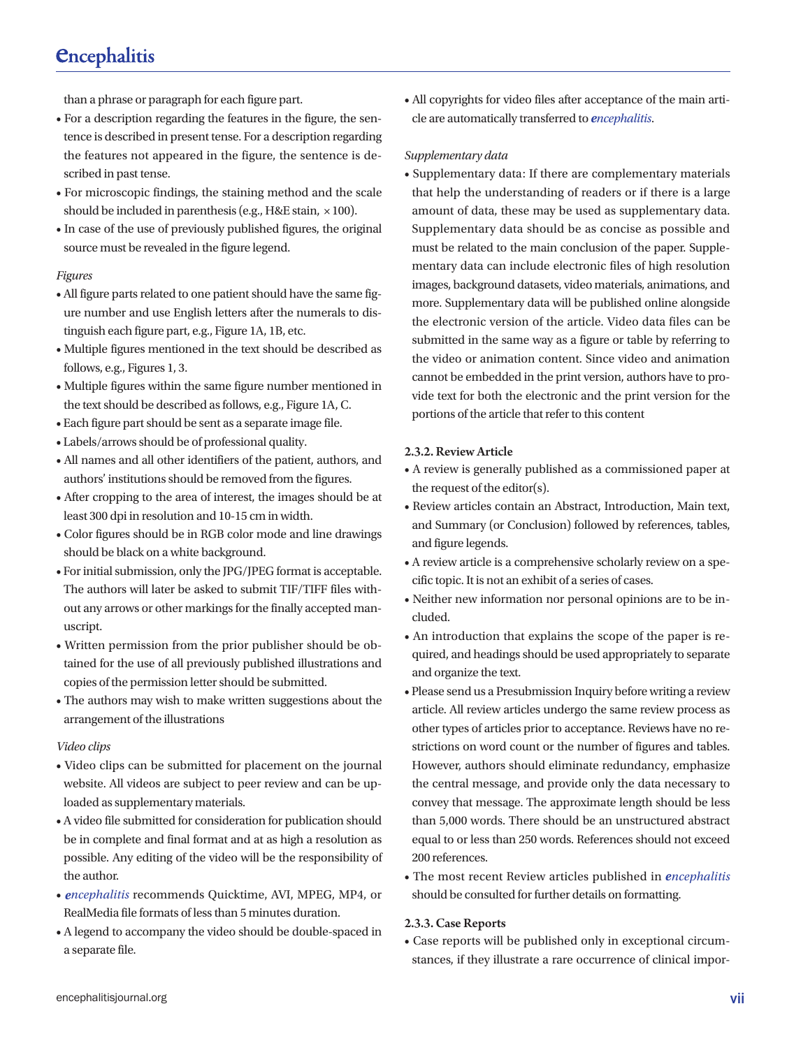than a phrase or paragraph for each figure part.

- For a description regarding the features in the figure, the sentence is described in present tense. For a description regarding the features not appeared in the figure, the sentence is described in past tense.
- For microscopic findings, the staining method and the scale should be included in parenthesis (e.g., H&E stain, ×100).
- In case of the use of previously published figures, the original source must be revealed in the figure legend.

*Figures*

- All figure parts related to one patient should have the same figure number and use English letters after the numerals to distinguish each figure part, e.g., Figure 1A, 1B, etc.
- Multiple figures mentioned in the text should be described as follows, e.g., Figures 1, 3.
- Multiple figures within the same figure number mentioned in the text should be described as follows, e.g., Figure 1A, C.
- Each figure part should be sent as a separate image file.
- Labels/arrows should be of professional quality.
- All names and all other identifiers of the patient, authors, and authors' institutions should be removed from the figures.
- After cropping to the area of interest, the images should be at least 300 dpi in resolution and 10-15 cm in width.
- Color figures should be in RGB color mode and line drawings should be black on a white background.
- For initial submission, only the JPG/JPEG format is acceptable. The authors will later be asked to submit TIF/TIFF files without any arrows or other markings for the finally accepted manuscript.
- Written permission from the prior publisher should be obtained for the use of all previously published illustrations and copies of the permission letter should be submitted.
- The authors may wish to make written suggestions about the arrangement of the illustrations

*Video clips*

- Video clips can be submitted for placement on the journal website. All videos are subject to peer review and can be uploaded as supplementary materials.
- A video file submitted for consideration for publication should be in complete and final format and at as high a resolution as possible. Any editing of the video will be the responsibility of the author.
- *encephalitis* recommends Quicktime, AVI, MPEG, MP4, or RealMedia file formats of less than 5 minutes duration.
- A legend to accompany the video should be double-spaced in a separate file.
- All copyrights for video files after acceptance of the main article are automatically transferred to *encephalitis*.

*Supplementary data*

- Supplementary data: If there are complementary materials that help the understanding of readers or if there is a large amount of data, these may be used as supplementary data. Supplementary data should be as concise as possible and must be related to the main conclusion of the paper. Supplementary data can include electronic files of high resolution images, background datasets, video materials, animations, and more. Supplementary data will be published online alongside the electronic version of the article. Video data files can be submitted in the same way as a figure or table by referring to the video or animation content. Since video and animation cannot be embedded in the print version, authors have to provide text for both the electronic and the print version for the portions of the article that refer to this content

#### 2.3.2. Review Article

- A review is generally published as a commissioned paper at the request of the editor(s).
- Review articles contain an Abstract, Introduction, Main text, and Summary (or Conclusion) followed by references, tables, and figure legends.
- A review article is a comprehensive scholarly review on a specific topic. It is not an exhibit of a series of cases.
- Neither new information nor personal opinions are to be included.
- An introduction that explains the scope of the paper is required, and headings should be used appropriately to separate and organize the text.
- Please send us a Presubmission Inquiry before writing a review article. All review articles undergo the same review process as other types of articles prior to acceptance. Reviews have no restrictions on word count or the number of figures and tables. However, authors should eliminate redundancy, emphasize the central message, and provide only the data necessary to convey that message. The approximate length should be less than 5,000 words. There should be an unstructured abstract equal to or less than 250 words. References should not exceed 200 references.
- The most recent Review articles published in *encephalitis* should be consulted for further details on formatting.

#### 2.3.3. Case Reports

- Case reports will be published only in exceptional circumstances, if they illustrate a rare occurrence of clinical impor-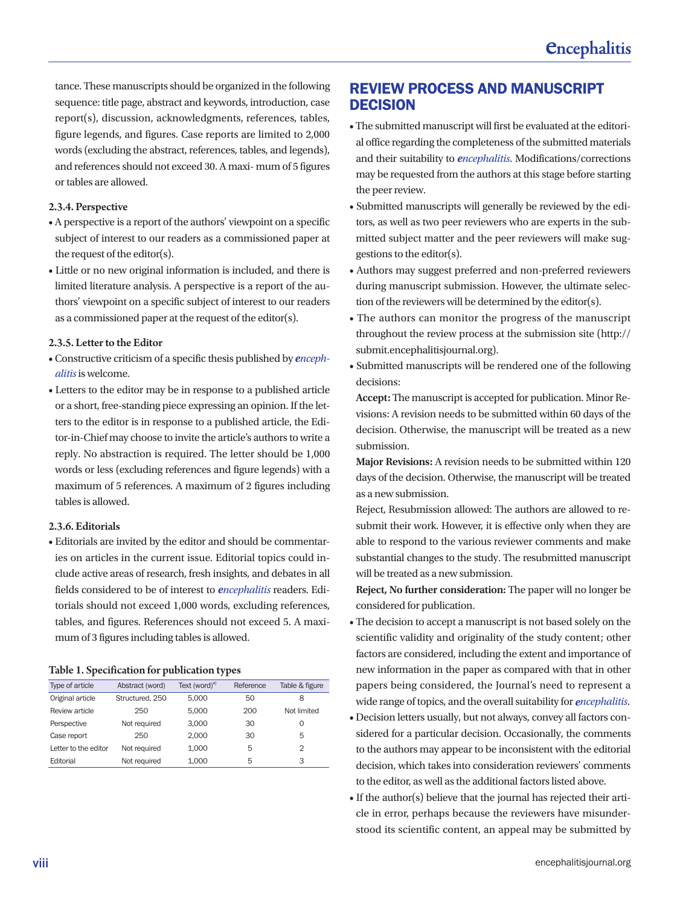tance. These manuscripts should be organized in the following sequence: title page, abstract and keywords, introduction, case report(s), discussion, acknowledgments, references, tables, figure legends, and figures. Case reports are limited to 2,000 words (excluding the abstract, references, tables, and legends), and references should not exceed 30. A maxi- mum of 5 figures or tables are allowed.

#### 2.3.4. Perspective

- A perspective is a report of the authors' viewpoint on a specific subject of interest to our readers as a commissioned paper at the request of the editor(s).
- Little or no new original information is included, and there is limited literature analysis. A perspective is a report of the authors' viewpoint on a specific subject of interest to our readers as a commissioned paper at the request of the editor(s).

#### 2.3.5. Letter to the Editor

- Constructive criticism of a specific thesis published by *encephalitis* is welcome.
- Letters to the editor may be in response to a published article or a short, free-standing piece expressing an opinion. If the letters to the editor is in response to a published article, the Editor-in-Chief may choose to invite the article's authors to write a reply. No abstraction is required. The letter should be 1,000 words or less (excluding references and figure legends) with a maximum of 5 references. A maximum of 2 figures including tables is allowed.

#### 2.3.6. Editorials

- Editorials are invited by the editor and should be commentaries on articles in the current issue. Editorial topics could include active areas of research, fresh insights, and debates in all fields considered to be of interest to *encephalitis* readers. Editorials should not exceed 1,000 words, excluding references, tables, and figures. References should not exceed 5. A maximum of 3 figures including tables is allowed.

**Table 1. Specification for publication types**

| Type of article | Abstract (word) | Text (word)[a] | Reference | Table & figure |
|---|---|---|---|---|
| Original article | Structured, 250 | 5,000 | 50 | 8 |
| Review article | 250 | 5,000 | 200 | Not limited |
| Perspective | Not required | 3,000 | 30 | 0 |
| Case report | 250 | 2,000 | 30 | 5 |
| Letter to the editor | Not required | 1,000 | 5 | 2 |
| Editorial | Not required | 1,000 | 5 | 3 |

## REVIEW PROCESS AND MANUSCRIPT DECISION

- The submitted manuscript will first be evaluated at the editorial office regarding the completeness of the submitted materials and their suitability to *encephalitis*. Modifications/corrections may be requested from the authors at this stage before starting the peer review.
- Submitted manuscripts will generally be reviewed by the editors, as well as two peer reviewers who are experts in the submitted subject matter and the peer reviewers will make suggestions to the editor(s).
- Authors may suggest preferred and non-preferred reviewers during manuscript submission. However, the ultimate selection of the reviewers will be determined by the editor(s).
- The authors can monitor the progress of the manuscript throughout the review process at the submission site (http://submit.encephalitisjournal.org).
- Submitted manuscripts will be rendered one of the following decisions:

  **Accept:** The manuscript is accepted for publication. Minor Revisions: A revision needs to be submitted within 60 days of the decision. Otherwise, the manuscript will be treated as a new submission.

  **Major Revisions:** A revision needs to be submitted within 120 days of the decision. Otherwise, the manuscript will be treated as a new submission.

  Reject, Resubmission allowed: The authors are allowed to resubmit their work. However, it is effective only when they are able to respond to the various reviewer comments and make substantial changes to the study. The resubmitted manuscript will be treated as a new submission.

  **Reject, No further consideration:** The paper will no longer be considered for publication.

- The decision to accept a manuscript is not based solely on the scientific validity and originality of the study content; other factors are considered, including the extent and importance of new information in the paper as compared with that in other papers being considered, the Journal's need to represent a wide range of topics, and the overall suitability for *encephalitis*.
- Decision letters usually, but not always, convey all factors considered for a particular decision. Occasionally, the comments to the authors may appear to be inconsistent with the editorial decision, which takes into consideration reviewers' comments to the editor, as well as the additional factors listed above.
- If the author(s) believe that the journal has rejected their article in error, perhaps because the reviewers have misunderstood its scientific content, an appeal may be submitted by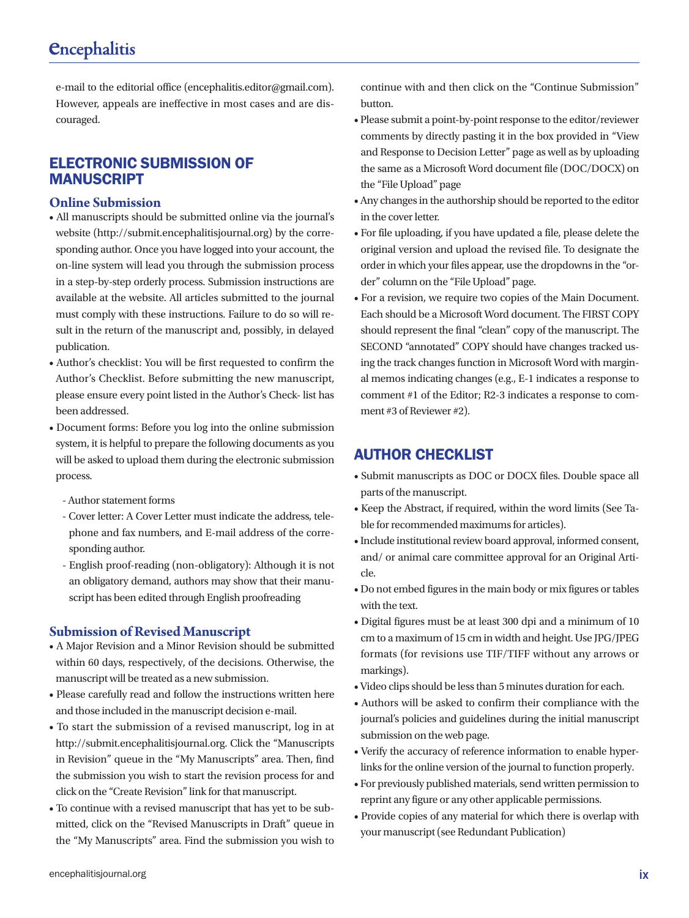e-mail to the editorial office (encephalitis.editor@gmail.com). However, appeals are ineffective in most cases and are discouraged.

## ELECTRONIC SUBMISSION OF MANUSCRIPT

### Online Submission

- All manuscripts should be submitted online via the journal's website (http://submit.encephalitisjournal.org) by the corresponding author. Once you have logged into your account, the on-line system will lead you through the submission process in a step-by-step orderly process. Submission instructions are available at the website. All articles submitted to the journal must comply with these instructions. Failure to do so will result in the return of the manuscript and, possibly, in delayed publication.
- Author's checklist: You will be first requested to confirm the Author's Checklist. Before submitting the new manuscript, please ensure every point listed in the Author's Check- list has been addressed.
- Document forms: Before you log into the online submission system, it is helpful to prepare the following documents as you will be asked to upload them during the electronic submission process.
  - Author statement forms
  - Cover letter: A Cover Letter must indicate the address, telephone and fax numbers, and E-mail address of the corresponding author.
  - English proof-reading (non-obligatory): Although it is not an obligatory demand, authors may show that their manuscript has been edited through English proofreading

### Submission of Revised Manuscript

- A Major Revision and a Minor Revision should be submitted within 60 days, respectively, of the decisions. Otherwise, the manuscript will be treated as a new submission.
- Please carefully read and follow the instructions written here and those included in the manuscript decision e-mail.
- To start the submission of a revised manuscript, log in at http://submit.encephalitisjournal.org. Click the "Manuscripts in Revision" queue in the "My Manuscripts" area. Then, find the submission you wish to start the revision process for and click on the "Create Revision" link for that manuscript.
- To continue with a revised manuscript that has yet to be submitted, click on the "Revised Manuscripts in Draft" queue in the "My Manuscripts" area. Find the submission you wish to continue with and then click on the "Continue Submission" button.
- Please submit a point-by-point response to the editor/reviewer comments by directly pasting it in the box provided in "View and Response to Decision Letter" page as well as by uploading the same as a Microsoft Word document file (DOC/DOCX) on the "File Upload" page
- Any changes in the authorship should be reported to the editor in the cover letter.
- For file uploading, if you have updated a file, please delete the original version and upload the revised file. To designate the order in which your files appear, use the dropdowns in the "order" column on the "File Upload" page.
- For a revision, we require two copies of the Main Document. Each should be a Microsoft Word document. The FIRST COPY should represent the final "clean" copy of the manuscript. The SECOND "annotated" COPY should have changes tracked using the track changes function in Microsoft Word with marginal memos indicating changes (e.g., E-1 indicates a response to comment #1 of the Editor; R2-3 indicates a response to comment #3 of Reviewer #2).

## AUTHOR CHECKLIST

- Submit manuscripts as DOC or DOCX files. Double space all parts of the manuscript.
- Keep the Abstract, if required, within the word limits (See Table for recommended maximums for articles).
- Include institutional review board approval, informed consent, and/ or animal care committee approval for an Original Article.
- Do not embed figures in the main body or mix figures or tables with the text.
- Digital figures must be at least 300 dpi and a minimum of 10 cm to a maximum of 15 cm in width and height. Use JPG/JPEG formats (for revisions use TIF/TIFF without any arrows or markings).
- Video clips should be less than 5 minutes duration for each.
- Authors will be asked to confirm their compliance with the journal's policies and guidelines during the initial manuscript submission on the web page.
- Verify the accuracy of reference information to enable hyperlinks for the online version of the journal to function properly.
- For previously published materials, send written permission to reprint any figure or any other applicable permissions.
- Provide copies of any material for which there is overlap with your manuscript (see Redundant Publication)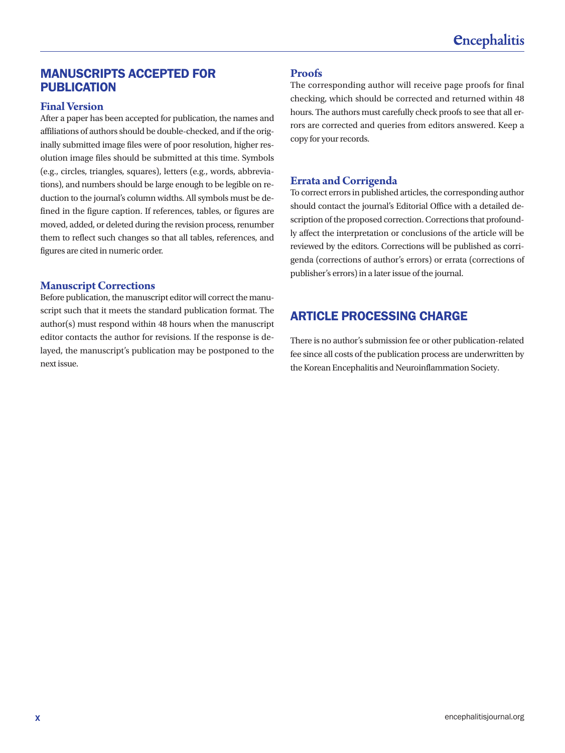## MANUSCRIPTS ACCEPTED FOR PUBLICATION

### Final Version

After a paper has been accepted for publication, the names and affiliations of authors should be double-checked, and if the originally submitted image files were of poor resolution, higher resolution image files should be submitted at this time. Symbols (e.g., circles, triangles, squares), letters (e.g., words, abbreviations), and numbers should be large enough to be legible on reduction to the journal's column widths. All symbols must be defined in the figure caption. If references, tables, or figures are moved, added, or deleted during the revision process, renumber them to reflect such changes so that all tables, references, and figures are cited in numeric order.

### Manuscript Corrections

Before publication, the manuscript editor will correct the manuscript such that it meets the standard publication format. The author(s) must respond within 48 hours when the manuscript editor contacts the author for revisions. If the response is delayed, the manuscript's publication may be postponed to the next issue.

### Proofs

The corresponding author will receive page proofs for final checking, which should be corrected and returned within 48 hours. The authors must carefully check proofs to see that all errors are corrected and queries from editors answered. Keep a copy for your records.

### Errata and Corrigenda

To correct errors in published articles, the corresponding author should contact the journal's Editorial Office with a detailed description of the proposed correction. Corrections that profoundly affect the interpretation or conclusions of the article will be reviewed by the editors. Corrections will be published as corrigenda (corrections of author's errors) or errata (corrections of publisher's errors) in a later issue of the journal.

## ARTICLE PROCESSING CHARGE

There is no author's submission fee or other publication-related fee since all costs of the publication process are underwritten by the Korean Encephalitis and Neuroinflammation Society.